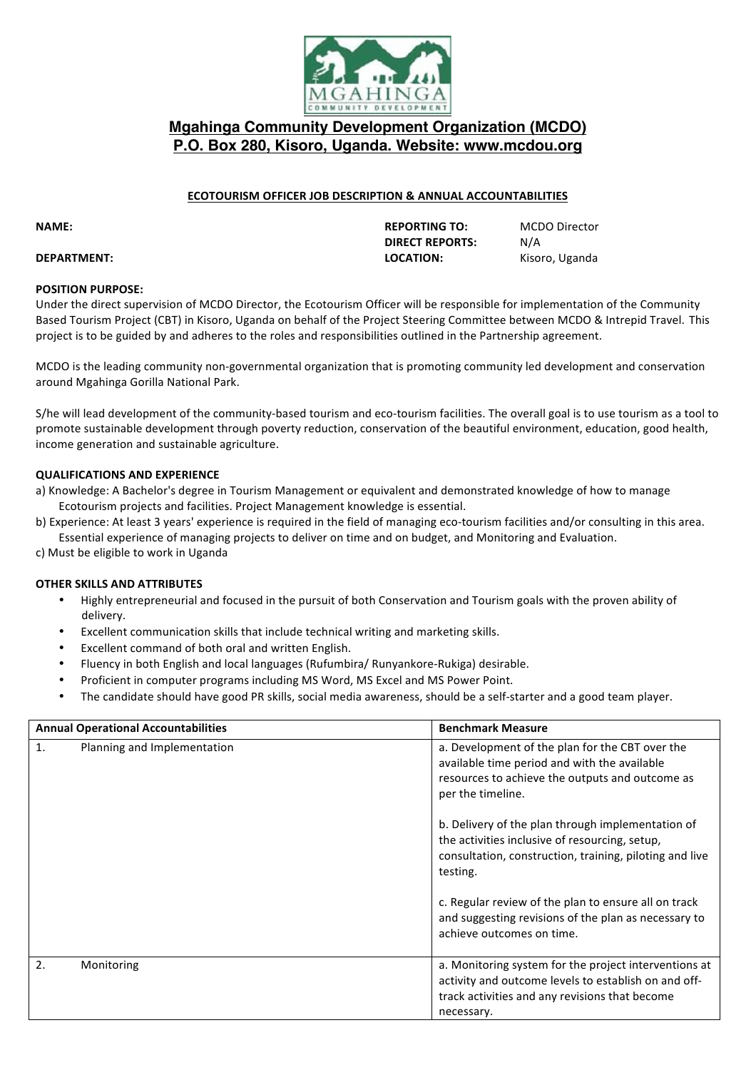# Mgahinga Community Development Organization (MCDO)

## P.O. Box 280, Kisoro, Uganda. Website: www.mcdou.org

### ECOTOURISM OFFICER JOB DESCRIPTION & ANNUAL ACCOUNTABILITIES

**NAME:**

**DEPARTMENT:**

**REPORTING TO:** MCDO Director
**DIRECT REPORTS:** N/A
**LOCATION:** Kisoro, Uganda

**POSITION PURPOSE:**
Under the direct supervision of MCDO Director, the Ecotourism Officer will be responsible for implementation of the Community Based Tourism Project (CBT) in Kisoro, Uganda on behalf of the Project Steering Committee between MCDO & Intrepid Travel. This project is to be guided by and adheres to the roles and responsibilities outlined in the Partnership agreement.

MCDO is the leading community non-governmental organization that is promoting community led development and conservation around Mgahinga Gorilla National Park.

S/he will lead development of the community-based tourism and eco-tourism facilities. The overall goal is to use tourism as a tool to promote sustainable development through poverty reduction, conservation of the beautiful environment, education, good health, income generation and sustainable agriculture.

**QUALIFICATIONS AND EXPERIENCE**

a) Knowledge: A Bachelor's degree in Tourism Management or equivalent and demonstrated knowledge of how to manage Ecotourism projects and facilities. Project Management knowledge is essential.
b) Experience: At least 3 years' experience is required in the field of managing eco-tourism facilities and/or consulting in this area. Essential experience of managing projects to deliver on time and on budget, and Monitoring and Evaluation.
c) Must be eligible to work in Uganda

**OTHER SKILLS AND ATTRIBUTES**

- Highly entrepreneurial and focused in the pursuit of both Conservation and Tourism goals with the proven ability of delivery.
- Excellent communication skills that include technical writing and marketing skills.
- Excellent command of both oral and written English.
- Fluency in both English and local languages (Rufumbira/ Runyankore-Rukiga) desirable.
- Proficient in computer programs including MS Word, MS Excel and MS Power Point.
- The candidate should have good PR skills, social media awareness, should be a self-starter and a good team player.

| Annual Operational Accountabilities | Benchmark Measure |
| --- | --- |
| 1. Planning and Implementation | a. Development of the plan for the CBT over the available time period and with the available resources to achieve the outputs and outcome as per the timeline.<br><br>b. Delivery of the plan through implementation of the activities inclusive of resourcing, setup, consultation, construction, training, piloting and live testing.<br><br>c. Regular review of the plan to ensure all on track and suggesting revisions of the plan as necessary to achieve outcomes on time. |
| 2. Monitoring | a. Monitoring system for the project interventions at activity and outcome levels to establish on and off-track activities and any revisions that become necessary. |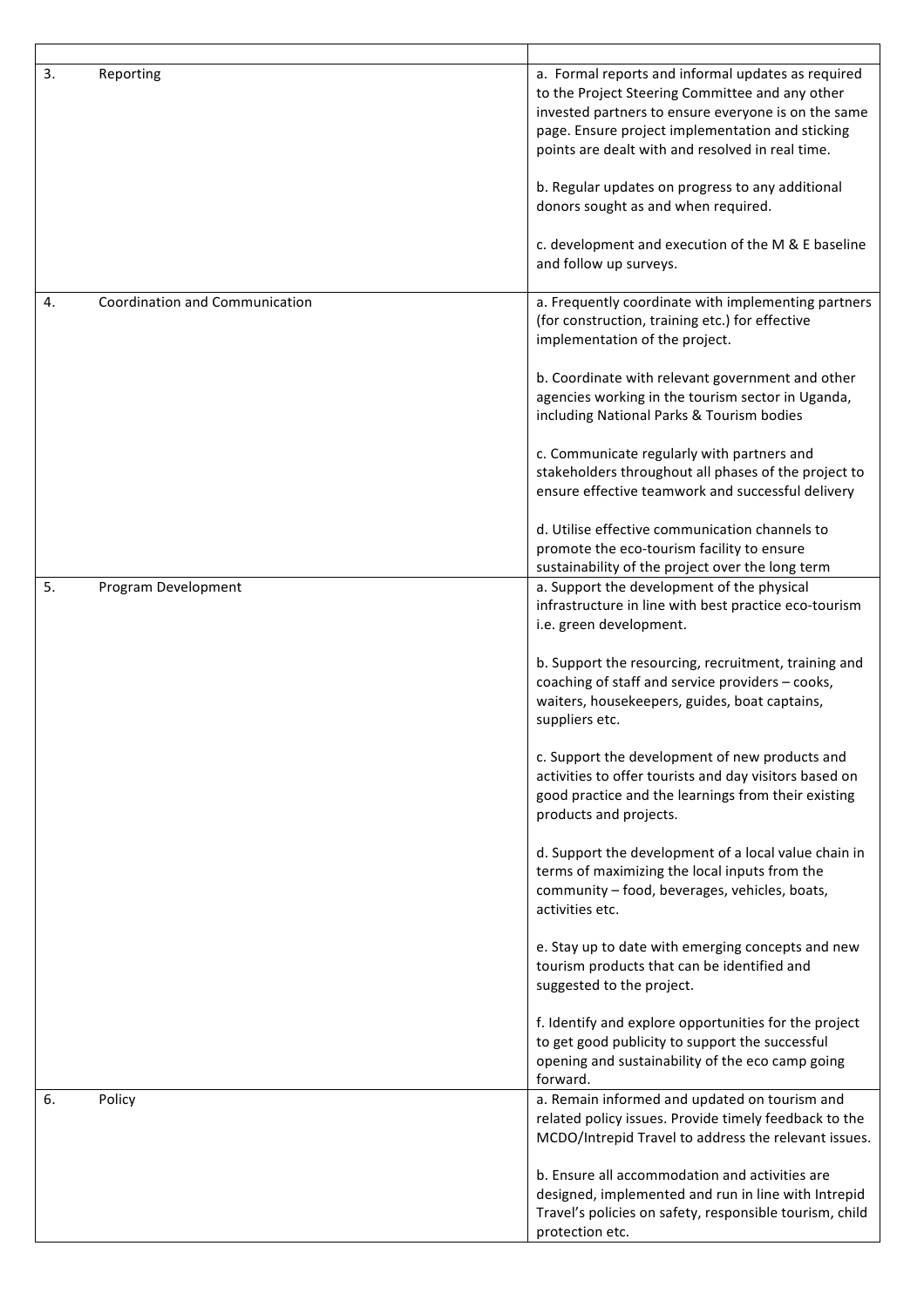| | |
|---|---|
| 3. Reporting | a. Formal reports and informal updates as required to the Project Steering Committee and any other invested partners to ensure everyone is on the same page. Ensure project implementation and sticking points are dealt with and resolved in real time.<br><br>b. Regular updates on progress to any additional donors sought as and when required.<br><br>c. development and execution of the M & E baseline and follow up surveys. |
| 4. Coordination and Communication | a. Frequently coordinate with implementing partners (for construction, training etc.) for effective implementation of the project.<br><br>b. Coordinate with relevant government and other agencies working in the tourism sector in Uganda, including National Parks & Tourism bodies<br><br>c. Communicate regularly with partners and stakeholders throughout all phases of the project to ensure effective teamwork and successful delivery<br><br>d. Utilise effective communication channels to promote the eco-tourism facility to ensure sustainability of the project over the long term |
| 5. Program Development | a. Support the development of the physical infrastructure in line with best practice eco-tourism i.e. green development.<br><br>b. Support the resourcing, recruitment, training and coaching of staff and service providers – cooks, waiters, housekeepers, guides, boat captains, suppliers etc.<br><br>c. Support the development of new products and activities to offer tourists and day visitors based on good practice and the learnings from their existing products and projects.<br><br>d. Support the development of a local value chain in terms of maximizing the local inputs from the community – food, beverages, vehicles, boats, activities etc.<br><br>e. Stay up to date with emerging concepts and new tourism products that can be identified and suggested to the project.<br><br>f. Identify and explore opportunities for the project to get good publicity to support the successful opening and sustainability of the eco camp going forward. |
| 6. Policy | a. Remain informed and updated on tourism and related policy issues. Provide timely feedback to the MCDO/Intrepid Travel to address the relevant issues.<br><br>b. Ensure all accommodation and activities are designed, implemented and run in line with Intrepid Travel's policies on safety, responsible tourism, child protection etc. |